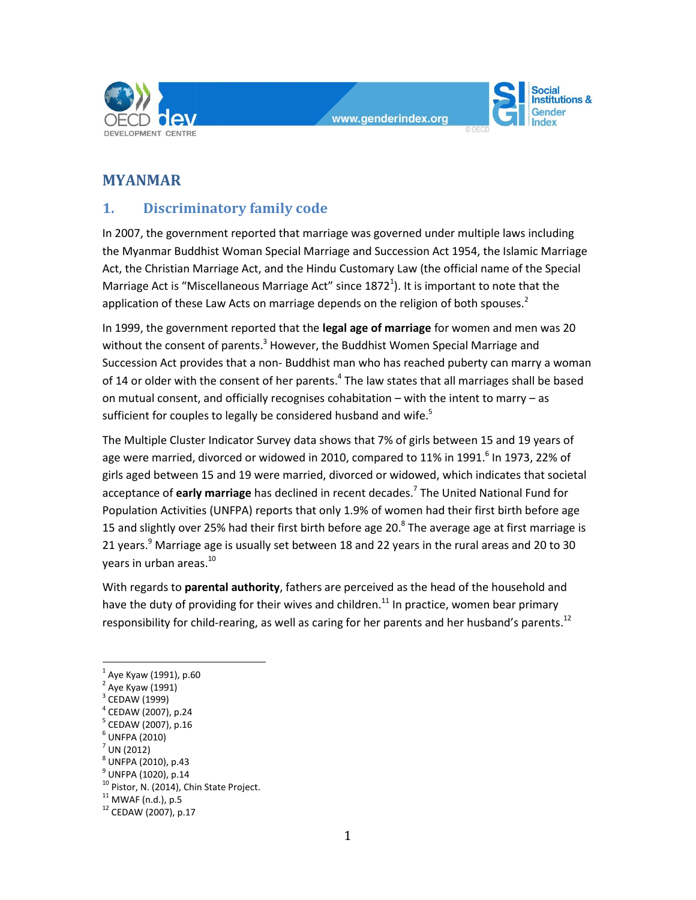# MYANMAR

## 1. Discriminatory family code

In 2007, the government reported that marriage was governed under multiple laws including the Myanmar Buddhist Woman Special Marriage and Succession Act 1954, the Islamic Marriage Act, the Christian Marriage Act, and the Hindu Customary Law (the official name of the Special Marriage Act is "Miscellaneous Marriage Act" since 1872[1]). It is important to note that the application of these Law Acts on marriage depends on the religion of both spouses.[2]

In 1999, the government reported that the **legal age of marriage** for women and men was 20 without the consent of parents.[3] However, the Buddhist Women Special Marriage and Succession Act provides that a non- Buddhist man who has reached puberty can marry a woman of 14 or older with the consent of her parents.[4] The law states that all marriages shall be based on mutual consent, and officially recognises cohabitation – with the intent to marry – as sufficient for couples to legally be considered husband and wife.[5]

The Multiple Cluster Indicator Survey data shows that 7% of girls between 15 and 19 years of age were married, divorced or widowed in 2010, compared to 11% in 1991.[6] In 1973, 22% of girls aged between 15 and 19 were married, divorced or widowed, which indicates that societal acceptance of **early marriage** has declined in recent decades.[7] The United National Fund for Population Activities (UNFPA) reports that only 1.9% of women had their first birth before age 15 and slightly over 25% had their first birth before age 20.[8] The average age at first marriage is 21 years.[9] Marriage age is usually set between 18 and 22 years in the rural areas and 20 to 30 years in urban areas.[10]

With regards to **parental authority**, fathers are perceived as the head of the household and have the duty of providing for their wives and children.[11] In practice, women bear primary responsibility for child-rearing, as well as caring for her parents and her husband's parents.[12]

---

[1] Aye Kyaw (1991), p.60
[2] Aye Kyaw (1991)
[3] CEDAW (1999)
[4] CEDAW (2007), p.24
[5] CEDAW (2007), p.16
[6] UNFPA (2010)
[7] UN (2012)
[8] UNFPA (2010), p.43
[9] UNFPA (1020), p.14
[10] Pistor, N. (2014), Chin State Project.
[11] MWAF (n.d.), p.5
[12] CEDAW (2007), p.17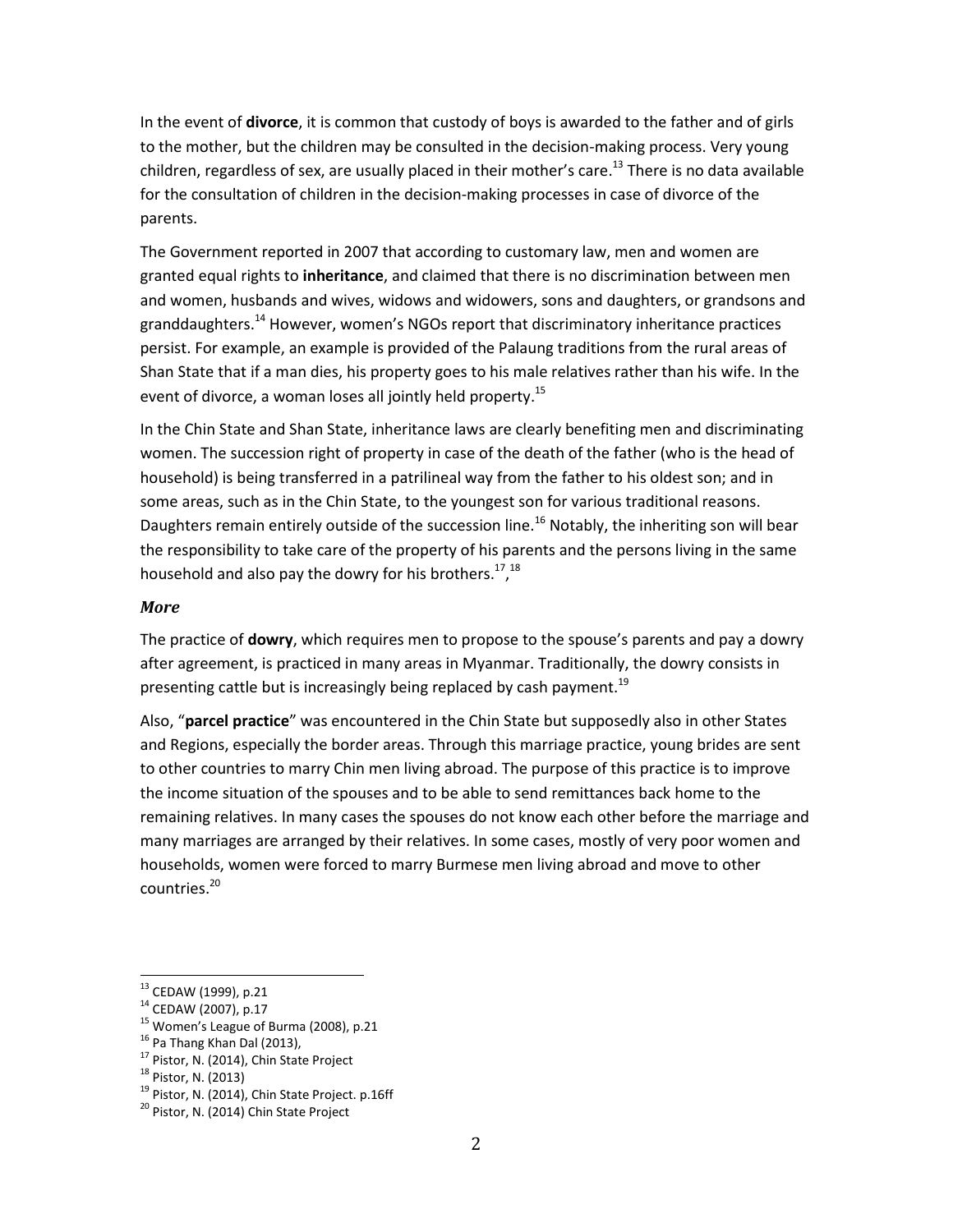In the event of **divorce**, it is common that custody of boys is awarded to the father and of girls to the mother, but the children may be consulted in the decision-making process. Very young children, regardless of sex, are usually placed in their mother's care.[13] There is no data available for the consultation of children in the decision-making processes in case of divorce of the parents.

The Government reported in 2007 that according to customary law, men and women are granted equal rights to **inheritance**, and claimed that there is no discrimination between men and women, husbands and wives, widows and widowers, sons and daughters, or grandsons and granddaughters.[14] However, women's NGOs report that discriminatory inheritance practices persist. For example, an example is provided of the Palaung traditions from the rural areas of Shan State that if a man dies, his property goes to his male relatives rather than his wife. In the event of divorce, a woman loses all jointly held property.[15]

In the Chin State and Shan State, inheritance laws are clearly benefiting men and discriminating women. The succession right of property in case of the death of the father (who is the head of household) is being transferred in a patrilineal way from the father to his oldest son; and in some areas, such as in the Chin State, to the youngest son for various traditional reasons. Daughters remain entirely outside of the succession line.[16] Notably, the inheriting son will bear the responsibility to take care of the property of his parents and the persons living in the same household and also pay the dowry for his brothers.[17],[18]

### *More*

The practice of **dowry**, which requires men to propose to the spouse's parents and pay a dowry after agreement, is practiced in many areas in Myanmar. Traditionally, the dowry consists in presenting cattle but is increasingly being replaced by cash payment.[19]

Also, "**parcel practice**" was encountered in the Chin State but supposedly also in other States and Regions, especially the border areas. Through this marriage practice, young brides are sent to other countries to marry Chin men living abroad. The purpose of this practice is to improve the income situation of the spouses and to be able to send remittances back home to the remaining relatives. In many cases the spouses do not know each other before the marriage and many marriages are arranged by their relatives. In some cases, mostly of very poor women and households, women were forced to marry Burmese men living abroad and move to other countries.[20]

---

[13] CEDAW (1999), p.21
[14] CEDAW (2007), p.17
[15] Women's League of Burma (2008), p.21
[16] Pa Thang Khan Dal (2013),
[17] Pistor, N. (2014), Chin State Project
[18] Pistor, N. (2013)
[19] Pistor, N. (2014), Chin State Project. p.16ff
[20] Pistor, N. (2014) Chin State Project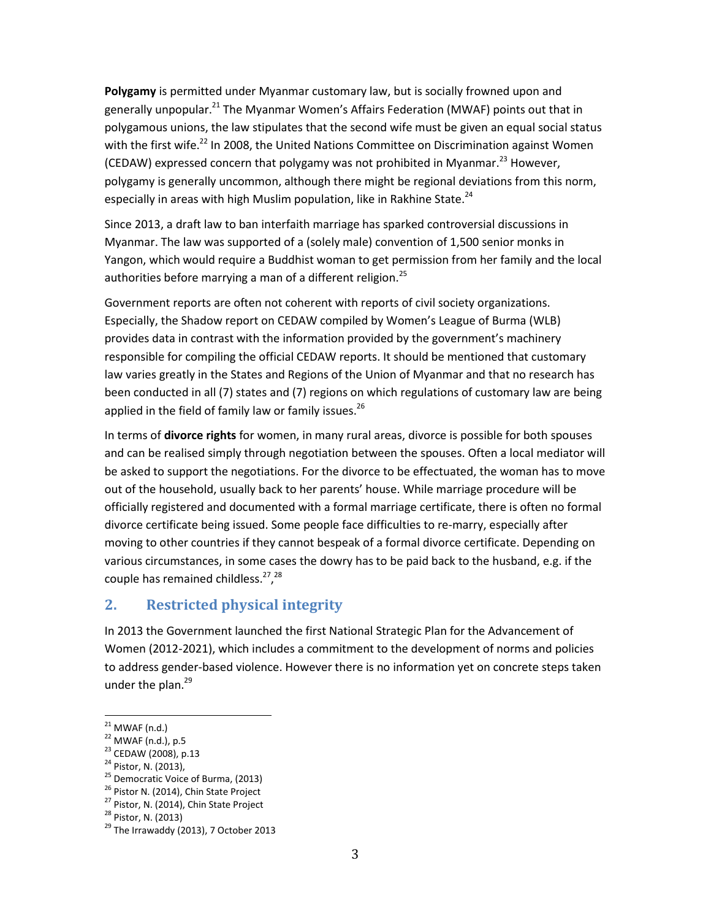**Polygamy** is permitted under Myanmar customary law, but is socially frowned upon and generally unpopular.[21] The Myanmar Women's Affairs Federation (MWAF) points out that in polygamous unions, the law stipulates that the second wife must be given an equal social status with the first wife.[22] In 2008, the United Nations Committee on Discrimination against Women (CEDAW) expressed concern that polygamy was not prohibited in Myanmar.[23] However, polygamy is generally uncommon, although there might be regional deviations from this norm, especially in areas with high Muslim population, like in Rakhine State.[24]

Since 2013, a draft law to ban interfaith marriage has sparked controversial discussions in Myanmar. The law was supported of a (solely male) convention of 1,500 senior monks in Yangon, which would require a Buddhist woman to get permission from her family and the local authorities before marrying a man of a different religion.[25]

Government reports are often not coherent with reports of civil society organizations. Especially, the Shadow report on CEDAW compiled by Women's League of Burma (WLB) provides data in contrast with the information provided by the government's machinery responsible for compiling the official CEDAW reports. It should be mentioned that customary law varies greatly in the States and Regions of the Union of Myanmar and that no research has been conducted in all (7) states and (7) regions on which regulations of customary law are being applied in the field of family law or family issues.[26]

In terms of **divorce rights** for women, in many rural areas, divorce is possible for both spouses and can be realised simply through negotiation between the spouses. Often a local mediator will be asked to support the negotiations. For the divorce to be effectuated, the woman has to move out of the household, usually back to her parents' house. While marriage procedure will be officially registered and documented with a formal marriage certificate, there is often no formal divorce certificate being issued. Some people face difficulties to re-marry, especially after moving to other countries if they cannot bespeak of a formal divorce certificate. Depending on various circumstances, in some cases the dowry has to be paid back to the husband, e.g. if the couple has remained childless.[27],[28]

## 2. Restricted physical integrity

In 2013 the Government launched the first National Strategic Plan for the Advancement of Women (2012-2021), which includes a commitment to the development of norms and policies to address gender-based violence. However there is no information yet on concrete steps taken under the plan.[29]

---

[21] MWAF (n.d.)
[22] MWAF (n.d.), p.5
[23] CEDAW (2008), p.13
[24] Pistor, N. (2013),
[25] Democratic Voice of Burma, (2013)
[26] Pistor N. (2014), Chin State Project
[27] Pistor, N. (2014), Chin State Project
[28] Pistor, N. (2013)
[29] The Irrawaddy (2013), 7 October 2013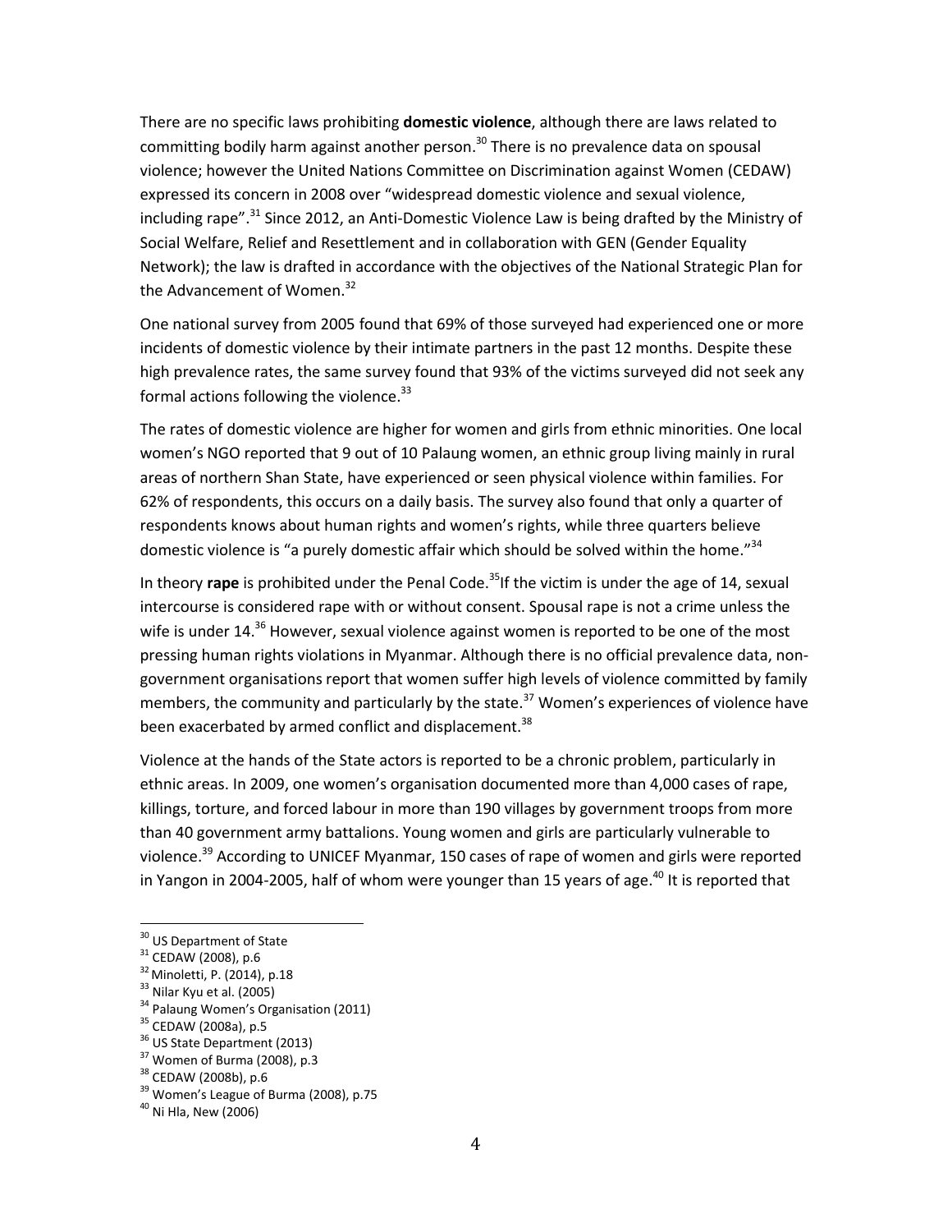There are no specific laws prohibiting **domestic violence**, although there are laws related to committing bodily harm against another person.[30] There is no prevalence data on spousal violence; however the United Nations Committee on Discrimination against Women (CEDAW) expressed its concern in 2008 over "widespread domestic violence and sexual violence, including rape".[31] Since 2012, an Anti-Domestic Violence Law is being drafted by the Ministry of Social Welfare, Relief and Resettlement and in collaboration with GEN (Gender Equality Network); the law is drafted in accordance with the objectives of the National Strategic Plan for the Advancement of Women.[32]

One national survey from 2005 found that 69% of those surveyed had experienced one or more incidents of domestic violence by their intimate partners in the past 12 months. Despite these high prevalence rates, the same survey found that 93% of the victims surveyed did not seek any formal actions following the violence.[33]

The rates of domestic violence are higher for women and girls from ethnic minorities. One local women's NGO reported that 9 out of 10 Palaung women, an ethnic group living mainly in rural areas of northern Shan State, have experienced or seen physical violence within families. For 62% of respondents, this occurs on a daily basis. The survey also found that only a quarter of respondents knows about human rights and women's rights, while three quarters believe domestic violence is "a purely domestic affair which should be solved within the home."[34]

In theory **rape** is prohibited under the Penal Code.[35] If the victim is under the age of 14, sexual intercourse is considered rape with or without consent. Spousal rape is not a crime unless the wife is under 14.[36] However, sexual violence against women is reported to be one of the most pressing human rights violations in Myanmar. Although there is no official prevalence data, non-government organisations report that women suffer high levels of violence committed by family members, the community and particularly by the state.[37] Women's experiences of violence have been exacerbated by armed conflict and displacement.[38]

Violence at the hands of the State actors is reported to be a chronic problem, particularly in ethnic areas. In 2009, one women's organisation documented more than 4,000 cases of rape, killings, torture, and forced labour in more than 190 villages by government troops from more than 40 government army battalions. Young women and girls are particularly vulnerable to violence.[39] According to UNICEF Myanmar, 150 cases of rape of women and girls were reported in Yangon in 2004-2005, half of whom were younger than 15 years of age.[40] It is reported that

---

[30] US Department of State
[31] CEDAW (2008), p.6
[32] Minoletti, P. (2014), p.18
[33] Nilar Kyu et al. (2005)
[34] Palaung Women's Organisation (2011)
[35] CEDAW (2008a), p.5
[36] US State Department (2013)
[37] Women of Burma (2008), p.3
[38] CEDAW (2008b), p.6
[39] Women's League of Burma (2008), p.75
[40] Ni Hla, New (2006)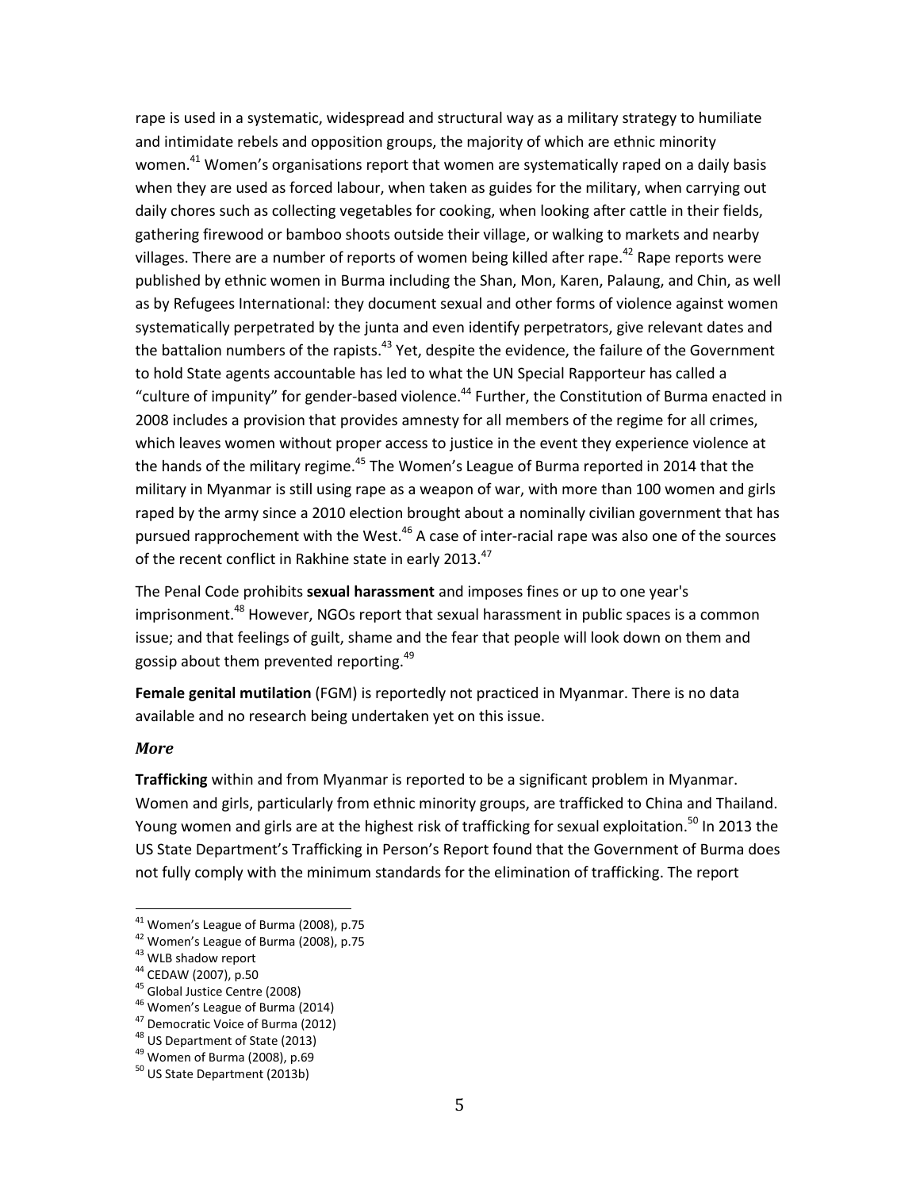rape is used in a systematic, widespread and structural way as a military strategy to humiliate and intimidate rebels and opposition groups, the majority of which are ethnic minority women.[41] Women's organisations report that women are systematically raped on a daily basis when they are used as forced labour, when taken as guides for the military, when carrying out daily chores such as collecting vegetables for cooking, when looking after cattle in their fields, gathering firewood or bamboo shoots outside their village, or walking to markets and nearby villages. There are a number of reports of women being killed after rape.[42] Rape reports were published by ethnic women in Burma including the Shan, Mon, Karen, Palaung, and Chin, as well as by Refugees International: they document sexual and other forms of violence against women systematically perpetrated by the junta and even identify perpetrators, give relevant dates and the battalion numbers of the rapists.[43] Yet, despite the evidence, the failure of the Government to hold State agents accountable has led to what the UN Special Rapporteur has called a "culture of impunity" for gender-based violence.[44] Further, the Constitution of Burma enacted in 2008 includes a provision that provides amnesty for all members of the regime for all crimes, which leaves women without proper access to justice in the event they experience violence at the hands of the military regime.[45] The Women's League of Burma reported in 2014 that the military in Myanmar is still using rape as a weapon of war, with more than 100 women and girls raped by the army since a 2010 election brought about a nominally civilian government that has pursued rapprochement with the West.[46] A case of inter-racial rape was also one of the sources of the recent conflict in Rakhine state in early 2013.[47]

The Penal Code prohibits **sexual harassment** and imposes fines or up to one year's imprisonment.[48] However, NGOs report that sexual harassment in public spaces is a common issue; and that feelings of guilt, shame and the fear that people will look down on them and gossip about them prevented reporting.[49]

**Female genital mutilation** (FGM) is reportedly not practiced in Myanmar. There is no data available and no research being undertaken yet on this issue.

### *More*

**Trafficking** within and from Myanmar is reported to be a significant problem in Myanmar. Women and girls, particularly from ethnic minority groups, are trafficked to China and Thailand. Young women and girls are at the highest risk of trafficking for sexual exploitation.[50] In 2013 the US State Department's Trafficking in Person's Report found that the Government of Burma does not fully comply with the minimum standards for the elimination of trafficking. The report

---

[41] Women's League of Burma (2008), p.75
[42] Women's League of Burma (2008), p.75
[43] WLB shadow report
[44] CEDAW (2007), p.50
[45] Global Justice Centre (2008)
[46] Women's League of Burma (2014)
[47] Democratic Voice of Burma (2012)
[48] US Department of State (2013)
[49] Women of Burma (2008), p.69
[50] US State Department (2013b)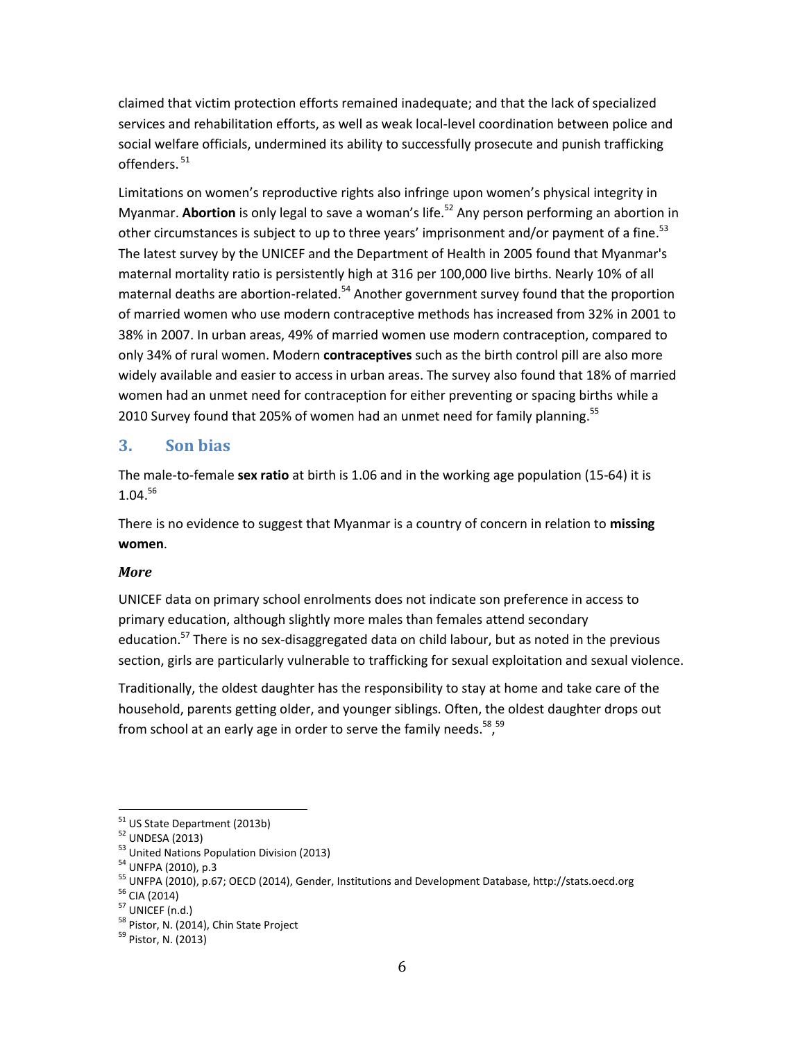claimed that victim protection efforts remained inadequate; and that the lack of specialized services and rehabilitation efforts, as well as weak local-level coordination between police and social welfare officials, undermined its ability to successfully prosecute and punish trafficking offenders.[51]

Limitations on women's reproductive rights also infringe upon women's physical integrity in Myanmar. **Abortion** is only legal to save a woman's life.[52] Any person performing an abortion in other circumstances is subject to up to three years' imprisonment and/or payment of a fine.[53] The latest survey by the UNICEF and the Department of Health in 2005 found that Myanmar's maternal mortality ratio is persistently high at 316 per 100,000 live births. Nearly 10% of all maternal deaths are abortion-related.[54] Another government survey found that the proportion of married women who use modern contraceptive methods has increased from 32% in 2001 to 38% in 2007. In urban areas, 49% of married women use modern contraception, compared to only 34% of rural women. Modern **contraceptives** such as the birth control pill are also more widely available and easier to access in urban areas. The survey also found that 18% of married women had an unmet need for contraception for either preventing or spacing births while a 2010 Survey found that 205% of women had an unmet need for family planning.[55]

## 3. Son bias

The male-to-female **sex ratio** at birth is 1.06 and in the working age population (15-64) it is 1.04.[56]

There is no evidence to suggest that Myanmar is a country of concern in relation to **missing women**.

### *More*

UNICEF data on primary school enrolments does not indicate son preference in access to primary education, although slightly more males than females attend secondary education.[57] There is no sex-disaggregated data on child labour, but as noted in the previous section, girls are particularly vulnerable to trafficking for sexual exploitation and sexual violence.

Traditionally, the oldest daughter has the responsibility to stay at home and take care of the household, parents getting older, and younger siblings. Often, the oldest daughter drops out from school at an early age in order to serve the family needs.[58],[59]

---

[51] US State Department (2013b)
[52] UNDESA (2013)
[53] United Nations Population Division (2013)
[54] UNFPA (2010), p.3
[55] UNFPA (2010), p.67; OECD (2014), Gender, Institutions and Development Database, http://stats.oecd.org
[56] CIA (2014)
[57] UNICEF (n.d.)
[58] Pistor, N. (2014), Chin State Project
[59] Pistor, N. (2013)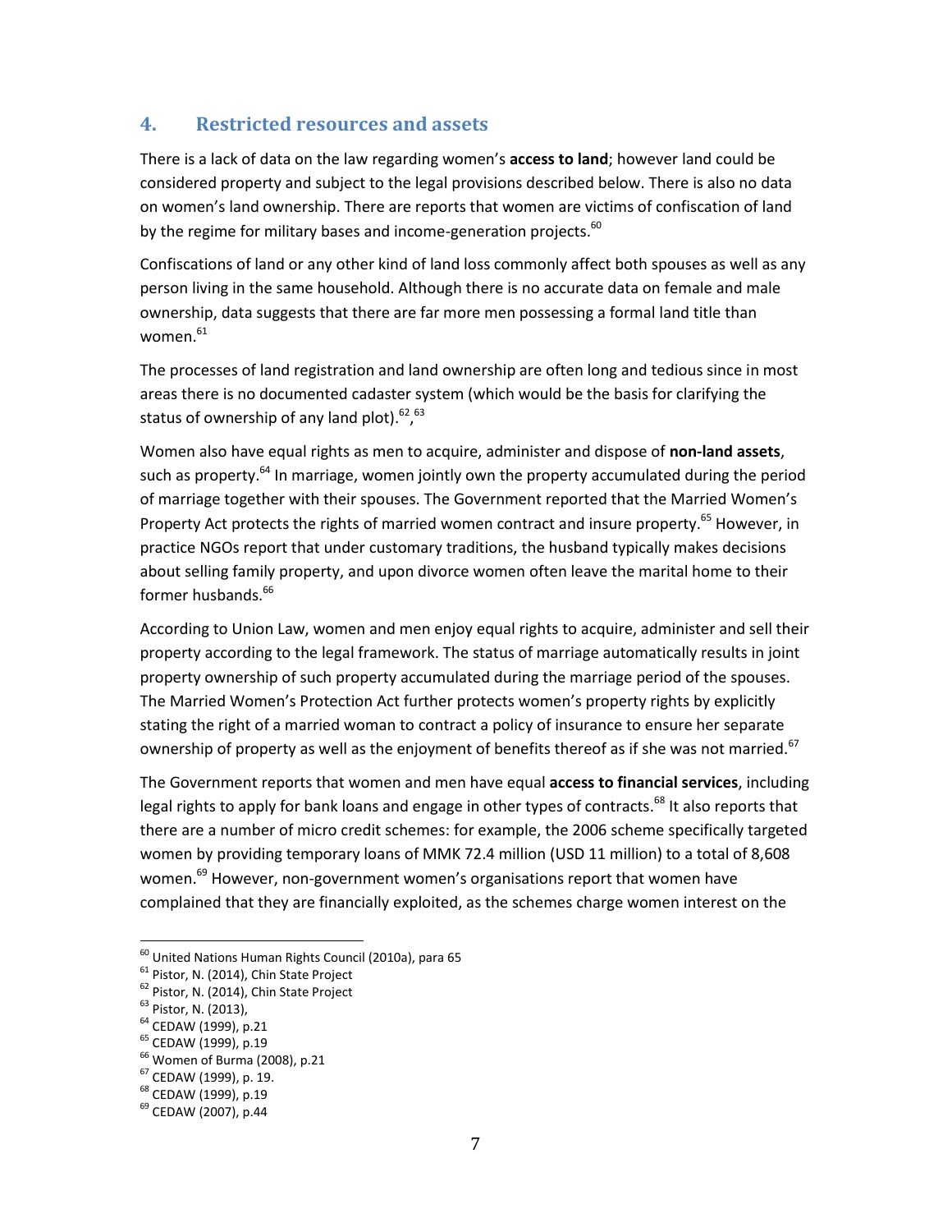## 4. Restricted resources and assets

There is a lack of data on the law regarding women's **access to land**; however land could be considered property and subject to the legal provisions described below. There is also no data on women's land ownership. There are reports that women are victims of confiscation of land by the regime for military bases and income-generation projects.[60]

Confiscations of land or any other kind of land loss commonly affect both spouses as well as any person living in the same household. Although there is no accurate data on female and male ownership, data suggests that there are far more men possessing a formal land title than women.[61]

The processes of land registration and land ownership are often long and tedious since in most areas there is no documented cadaster system (which would be the basis for clarifying the status of ownership of any land plot).[62],[63]

Women also have equal rights as men to acquire, administer and dispose of **non-land assets**, such as property.[64] In marriage, women jointly own the property accumulated during the period of marriage together with their spouses. The Government reported that the Married Women's Property Act protects the rights of married women contract and insure property.[65] However, in practice NGOs report that under customary traditions, the husband typically makes decisions about selling family property, and upon divorce women often leave the marital home to their former husbands.[66]

According to Union Law, women and men enjoy equal rights to acquire, administer and sell their property according to the legal framework. The status of marriage automatically results in joint property ownership of such property accumulated during the marriage period of the spouses. The Married Women's Protection Act further protects women's property rights by explicitly stating the right of a married woman to contract a policy of insurance to ensure her separate ownership of property as well as the enjoyment of benefits thereof as if she was not married.[67]

The Government reports that women and men have equal **access to financial services**, including legal rights to apply for bank loans and engage in other types of contracts.[68] It also reports that there are a number of micro credit schemes: for example, the 2006 scheme specifically targeted women by providing temporary loans of MMK 72.4 million (USD 11 million) to a total of 8,608 women.[69] However, non-government women's organisations report that women have complained that they are financially exploited, as the schemes charge women interest on the

---

[60] United Nations Human Rights Council (2010a), para 65
[61] Pistor, N. (2014), Chin State Project
[62] Pistor, N. (2014), Chin State Project
[63] Pistor, N. (2013),
[64] CEDAW (1999), p.21
[65] CEDAW (1999), p.19
[66] Women of Burma (2008), p.21
[67] CEDAW (1999), p. 19.
[68] CEDAW (1999), p.19
[69] CEDAW (2007), p.44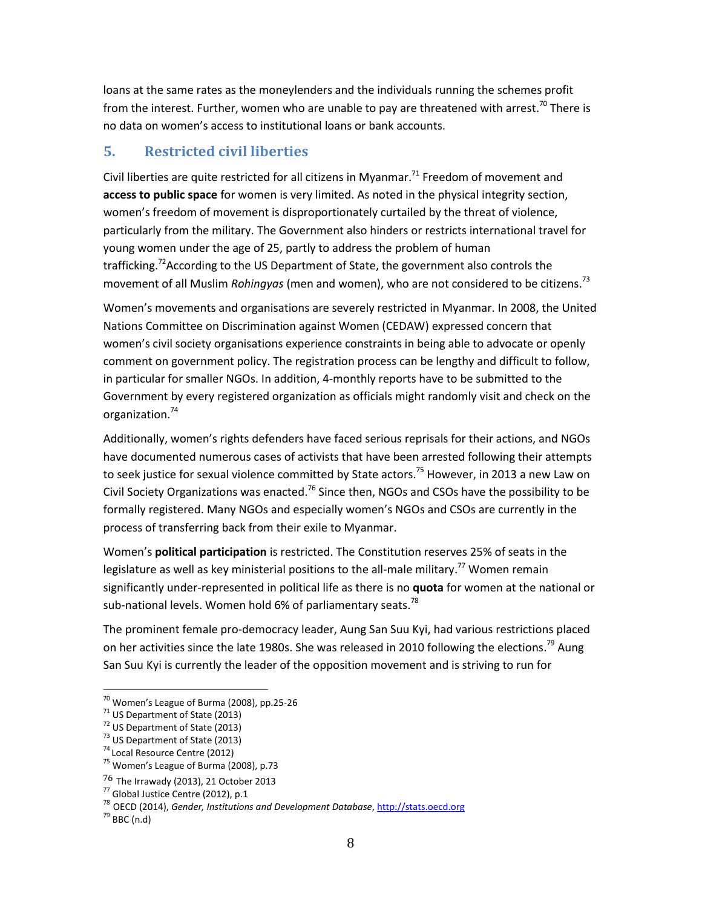loans at the same rates as the moneylenders and the individuals running the schemes profit from the interest. Further, women who are unable to pay are threatened with arrest.[70] There is no data on women's access to institutional loans or bank accounts.

## 5. Restricted civil liberties

Civil liberties are quite restricted for all citizens in Myanmar.[71] Freedom of movement and **access to public space** for women is very limited. As noted in the physical integrity section, women's freedom of movement is disproportionately curtailed by the threat of violence, particularly from the military. The Government also hinders or restricts international travel for young women under the age of 25, partly to address the problem of human trafficking.[72]According to the US Department of State, the government also controls the movement of all Muslim *Rohingyas* (men and women), who are not considered to be citizens.[73]

Women's movements and organisations are severely restricted in Myanmar. In 2008, the United Nations Committee on Discrimination against Women (CEDAW) expressed concern that women's civil society organisations experience constraints in being able to advocate or openly comment on government policy. The registration process can be lengthy and difficult to follow, in particular for smaller NGOs. In addition, 4-monthly reports have to be submitted to the Government by every registered organization as officials might randomly visit and check on the organization.[74]

Additionally, women's rights defenders have faced serious reprisals for their actions, and NGOs have documented numerous cases of activists that have been arrested following their attempts to seek justice for sexual violence committed by State actors.[75] However, in 2013 a new Law on Civil Society Organizations was enacted.[76] Since then, NGOs and CSOs have the possibility to be formally registered. Many NGOs and especially women's NGOs and CSOs are currently in the process of transferring back from their exile to Myanmar.

Women's **political participation** is restricted. The Constitution reserves 25% of seats in the legislature as well as key ministerial positions to the all-male military.[77] Women remain significantly under-represented in political life as there is no **quota** for women at the national or sub-national levels. Women hold 6% of parliamentary seats.[78]

The prominent female pro-democracy leader, Aung San Suu Kyi, had various restrictions placed on her activities since the late 1980s. She was released in 2010 following the elections.[79] Aung San Suu Kyi is currently the leader of the opposition movement and is striving to run for

---

[70] Women's League of Burma (2008), pp.25-26
[71] US Department of State (2013)
[72] US Department of State (2013)
[73] US Department of State (2013)
[74] Local Resource Centre (2012)
[75] Women's League of Burma (2008), p.73
[76] The Irrawady (2013), 21 October 2013
[77] Global Justice Centre (2012), p.1
[78] OECD (2014), *Gender, Institutions and Development Database*, http://stats.oecd.org
[79] BBC (n.d)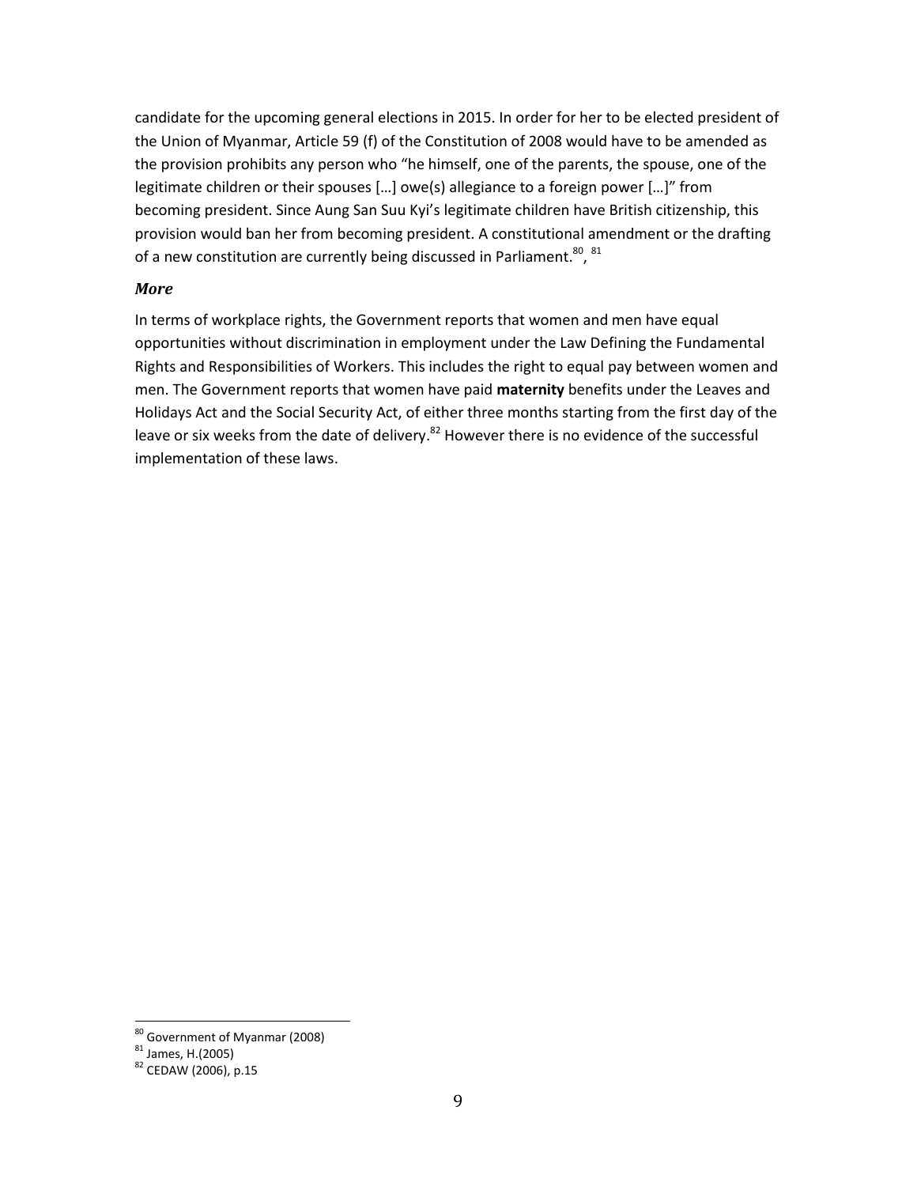candidate for the upcoming general elections in 2015. In order for her to be elected president of the Union of Myanmar, Article 59 (f) of the Constitution of 2008 would have to be amended as the provision prohibits any person who "he himself, one of the parents, the spouse, one of the legitimate children or their spouses […] owe(s) allegiance to a foreign power […]" from becoming president. Since Aung San Suu Kyi's legitimate children have British citizenship, this provision would ban her from becoming president. A constitutional amendment or the drafting of a new constitution are currently being discussed in Parliament.[80], [81]

***More***

In terms of workplace rights, the Government reports that women and men have equal opportunities without discrimination in employment under the Law Defining the Fundamental Rights and Responsibilities of Workers. This includes the right to equal pay between women and men. The Government reports that women have paid **maternity** benefits under the Leaves and Holidays Act and the Social Security Act, of either three months starting from the first day of the leave or six weeks from the date of delivery.[82] However there is no evidence of the successful implementation of these laws.

---

[80] Government of Myanmar (2008)

[81] James, H.(2005)

[82] CEDAW (2006), p.15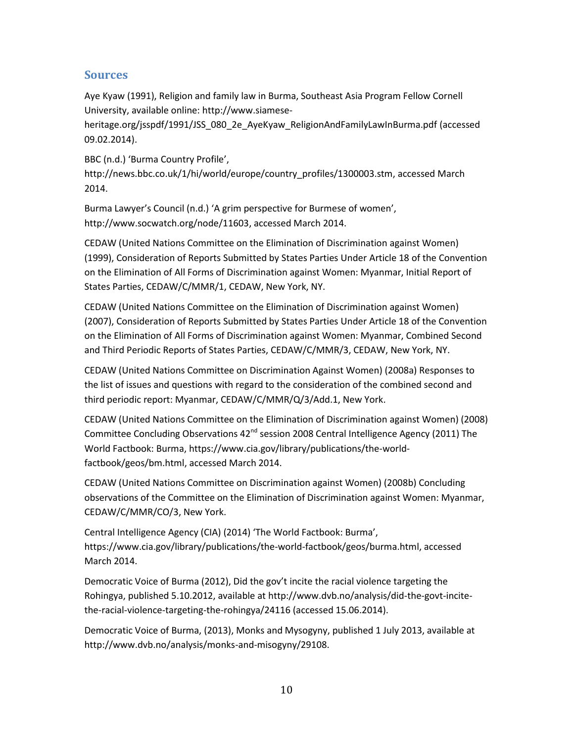## Sources

Aye Kyaw (1991), Religion and family law in Burma, Southeast Asia Program Fellow Cornell University, available online: http://www.siamese-heritage.org/jsspdf/1991/JSS_080_2e_AyeKyaw_ReligionAndFamilyLawInBurma.pdf (accessed 09.02.2014).

BBC (n.d.) 'Burma Country Profile', http://news.bbc.co.uk/1/hi/world/europe/country_profiles/1300003.stm, accessed March 2014.

Burma Lawyer's Council (n.d.) 'A grim perspective for Burmese of women', http://www.socwatch.org/node/11603, accessed March 2014.

CEDAW (United Nations Committee on the Elimination of Discrimination against Women) (1999), Consideration of Reports Submitted by States Parties Under Article 18 of the Convention on the Elimination of All Forms of Discrimination against Women: Myanmar, Initial Report of States Parties, CEDAW/C/MMR/1, CEDAW, New York, NY.

CEDAW (United Nations Committee on the Elimination of Discrimination against Women) (2007), Consideration of Reports Submitted by States Parties Under Article 18 of the Convention on the Elimination of All Forms of Discrimination against Women: Myanmar, Combined Second and Third Periodic Reports of States Parties, CEDAW/C/MMR/3, CEDAW, New York, NY.

CEDAW (United Nations Committee on Discrimination Against Women) (2008a) Responses to the list of issues and questions with regard to the consideration of the combined second and third periodic report: Myanmar, CEDAW/C/MMR/Q/3/Add.1, New York.

CEDAW (United Nations Committee on the Elimination of Discrimination against Women) (2008) Committee Concluding Observations 42nd session 2008 Central Intelligence Agency (2011) The World Factbook: Burma, https://www.cia.gov/library/publications/the-world-factbook/geos/bm.html, accessed March 2014.

CEDAW (United Nations Committee on Discrimination against Women) (2008b) Concluding observations of the Committee on the Elimination of Discrimination against Women: Myanmar, CEDAW/C/MMR/CO/3, New York.

Central Intelligence Agency (CIA) (2014) 'The World Factbook: Burma', https://www.cia.gov/library/publications/the-world-factbook/geos/burma.html, accessed March 2014.

Democratic Voice of Burma (2012), Did the gov't incite the racial violence targeting the Rohingya, published 5.10.2012, available at http://www.dvb.no/analysis/did-the-govt-incite-the-racial-violence-targeting-the-rohingya/24116 (accessed 15.06.2014).

Democratic Voice of Burma, (2013), Monks and Mysogyny, published 1 July 2013, available at http://www.dvb.no/analysis/monks-and-misogyny/29108.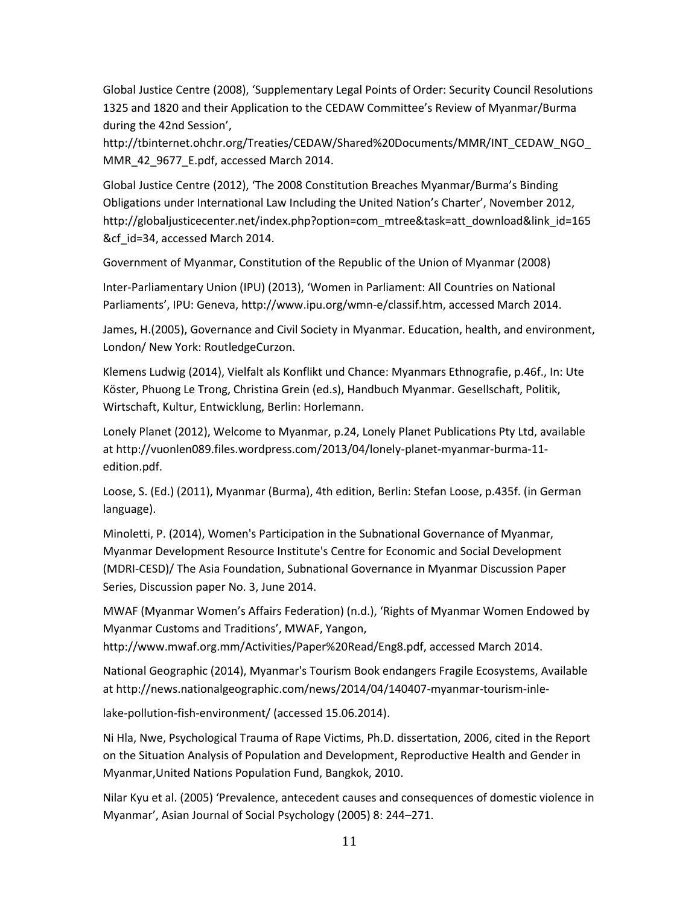Global Justice Centre (2008), 'Supplementary Legal Points of Order: Security Council Resolutions 1325 and 1820 and their Application to the CEDAW Committee's Review of Myanmar/Burma during the 42nd Session', http://tbinternet.ohchr.org/Treaties/CEDAW/Shared%20Documents/MMR/INT_CEDAW_NGO_MMR_42_9677_E.pdf, accessed March 2014.

Global Justice Centre (2012), 'The 2008 Constitution Breaches Myanmar/Burma's Binding Obligations under International Law Including the United Nation's Charter', November 2012, http://globaljusticecenter.net/index.php?option=com_mtree&task=att_download&link_id=165&cf_id=34, accessed March 2014.

Government of Myanmar, Constitution of the Republic of the Union of Myanmar (2008)

Inter-Parliamentary Union (IPU) (2013), 'Women in Parliament: All Countries on National Parliaments', IPU: Geneva, http://www.ipu.org/wmn-e/classif.htm, accessed March 2014.

James, H.(2005), Governance and Civil Society in Myanmar. Education, health, and environment, London/ New York: RoutledgeCurzon.

Klemens Ludwig (2014), Vielfalt als Konflikt und Chance: Myanmars Ethnografie, p.46f., In: Ute Köster, Phuong Le Trong, Christina Grein (ed.s), Handbuch Myanmar. Gesellschaft, Politik, Wirtschaft, Kultur, Entwicklung, Berlin: Horlemann.

Lonely Planet (2012), Welcome to Myanmar, p.24, Lonely Planet Publications Pty Ltd, available at http://vuonlen089.files.wordpress.com/2013/04/lonely-planet-myanmar-burma-11-edition.pdf.

Loose, S. (Ed.) (2011), Myanmar (Burma), 4th edition, Berlin: Stefan Loose, p.435f. (in German language).

Minoletti, P. (2014), Women's Participation in the Subnational Governance of Myanmar, Myanmar Development Resource Institute's Centre for Economic and Social Development (MDRI-CESD)/ The Asia Foundation, Subnational Governance in Myanmar Discussion Paper Series, Discussion paper No. 3, June 2014.

MWAF (Myanmar Women's Affairs Federation) (n.d.), 'Rights of Myanmar Women Endowed by Myanmar Customs and Traditions', MWAF, Yangon, http://www.mwaf.org.mm/Activities/Paper%20Read/Eng8.pdf, accessed March 2014.

National Geographic (2014), Myanmar's Tourism Book endangers Fragile Ecosystems, Available at http://news.nationalgeographic.com/news/2014/04/140407-myanmar-tourism-inle-lake-pollution-fish-environment/ (accessed 15.06.2014).

Ni Hla, Nwe, Psychological Trauma of Rape Victims, Ph.D. dissertation, 2006, cited in the Report on the Situation Analysis of Population and Development, Reproductive Health and Gender in Myanmar,United Nations Population Fund, Bangkok, 2010.

Nilar Kyu et al. (2005) 'Prevalence, antecedent causes and consequences of domestic violence in Myanmar', Asian Journal of Social Psychology (2005) 8: 244–271.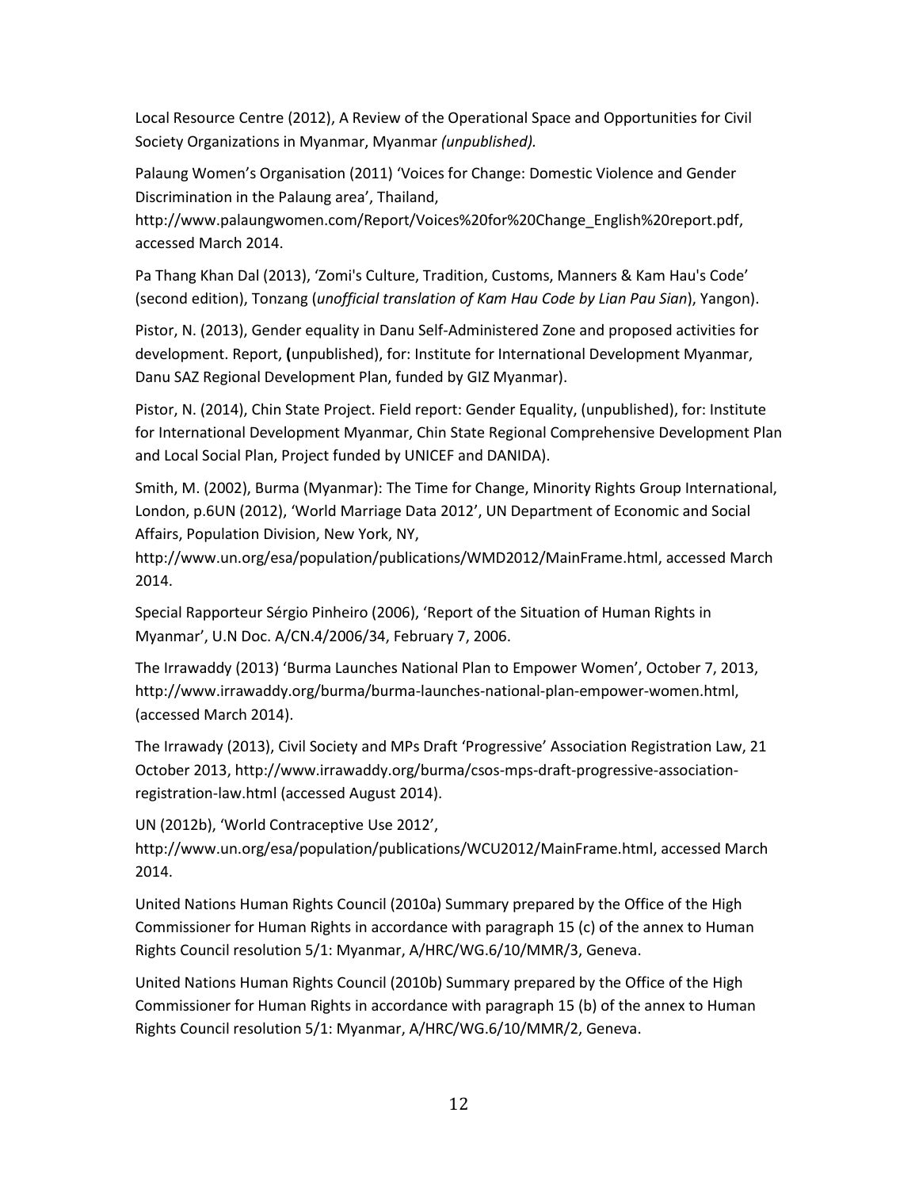Local Resource Centre (2012), A Review of the Operational Space and Opportunities for Civil Society Organizations in Myanmar, Myanmar *(unpublished).*

Palaung Women's Organisation (2011) 'Voices for Change: Domestic Violence and Gender Discrimination in the Palaung area', Thailand, http://www.palaungwomen.com/Report/Voices%20for%20Change_English%20report.pdf, accessed March 2014.

Pa Thang Khan Dal (2013), 'Zomi's Culture, Tradition, Customs, Manners & Kam Hau's Code' (second edition), Tonzang (*unofficial translation of Kam Hau Code by Lian Pau Sian*), Yangon).

Pistor, N. (2013), Gender equality in Danu Self-Administered Zone and proposed activities for development. Report, **(**unpublished), for: Institute for International Development Myanmar, Danu SAZ Regional Development Plan, funded by GIZ Myanmar).

Pistor, N. (2014), Chin State Project. Field report: Gender Equality, (unpublished), for: Institute for International Development Myanmar, Chin State Regional Comprehensive Development Plan and Local Social Plan, Project funded by UNICEF and DANIDA).

Smith, M. (2002), Burma (Myanmar): The Time for Change, Minority Rights Group International, London, p.6UN (2012), 'World Marriage Data 2012', UN Department of Economic and Social Affairs, Population Division, New York, NY, http://www.un.org/esa/population/publications/WMD2012/MainFrame.html, accessed March 2014.

Special Rapporteur Sérgio Pinheiro (2006), 'Report of the Situation of Human Rights in Myanmar', U.N Doc. A/CN.4/2006/34, February 7, 2006.

The Irrawaddy (2013) 'Burma Launches National Plan to Empower Women', October 7, 2013, http://www.irrawaddy.org/burma/burma-launches-national-plan-empower-women.html, (accessed March 2014).

The Irrawady (2013), Civil Society and MPs Draft 'Progressive' Association Registration Law, 21 October 2013, http://www.irrawaddy.org/burma/csos-mps-draft-progressive-association-registration-law.html (accessed August 2014).

UN (2012b), 'World Contraceptive Use 2012', http://www.un.org/esa/population/publications/WCU2012/MainFrame.html, accessed March 2014.

United Nations Human Rights Council (2010a) Summary prepared by the Office of the High Commissioner for Human Rights in accordance with paragraph 15 (c) of the annex to Human Rights Council resolution 5/1: Myanmar, A/HRC/WG.6/10/MMR/3, Geneva.

United Nations Human Rights Council (2010b) Summary prepared by the Office of the High Commissioner for Human Rights in accordance with paragraph 15 (b) of the annex to Human Rights Council resolution 5/1: Myanmar, A/HRC/WG.6/10/MMR/2, Geneva.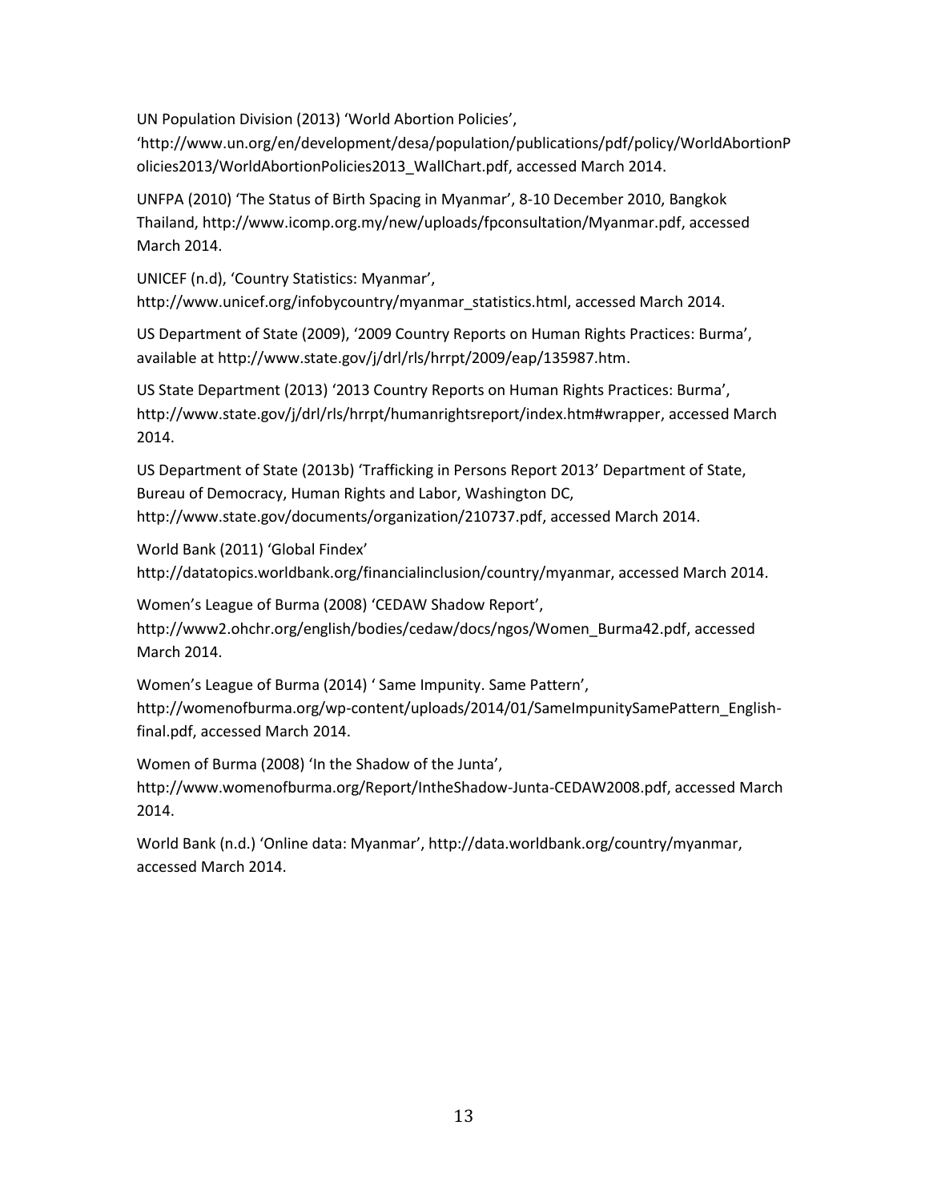UN Population Division (2013) 'World Abortion Policies', 'http://www.un.org/en/development/desa/population/publications/pdf/policy/WorldAbortionPolicies2013/WorldAbortionPolicies2013_WallChart.pdf, accessed March 2014.

UNFPA (2010) 'The Status of Birth Spacing in Myanmar', 8-10 December 2010, Bangkok Thailand, http://www.icomp.org.my/new/uploads/fpconsultation/Myanmar.pdf, accessed March 2014.

UNICEF (n.d), 'Country Statistics: Myanmar', http://www.unicef.org/infobycountry/myanmar_statistics.html, accessed March 2014.

US Department of State (2009), '2009 Country Reports on Human Rights Practices: Burma', available at http://www.state.gov/j/drl/rls/hrrpt/2009/eap/135987.htm.

US State Department (2013) '2013 Country Reports on Human Rights Practices: Burma', http://www.state.gov/j/drl/rls/hrrpt/humanrightsreport/index.htm#wrapper, accessed March 2014.

US Department of State (2013b) 'Trafficking in Persons Report 2013' Department of State, Bureau of Democracy, Human Rights and Labor, Washington DC, http://www.state.gov/documents/organization/210737.pdf, accessed March 2014.

World Bank (2011) 'Global Findex' http://datatopics.worldbank.org/financialinclusion/country/myanmar, accessed March 2014.

Women's League of Burma (2008) 'CEDAW Shadow Report', http://www2.ohchr.org/english/bodies/cedaw/docs/ngos/Women_Burma42.pdf, accessed March 2014.

Women's League of Burma (2014) ' Same Impunity. Same Pattern', http://womenofburma.org/wp-content/uploads/2014/01/SameImpunitySamePattern_English-final.pdf, accessed March 2014.

Women of Burma (2008) 'In the Shadow of the Junta', http://www.womenofburma.org/Report/IntheShadow-Junta-CEDAW2008.pdf, accessed March 2014.

World Bank (n.d.) 'Online data: Myanmar', http://data.worldbank.org/country/myanmar, accessed March 2014.